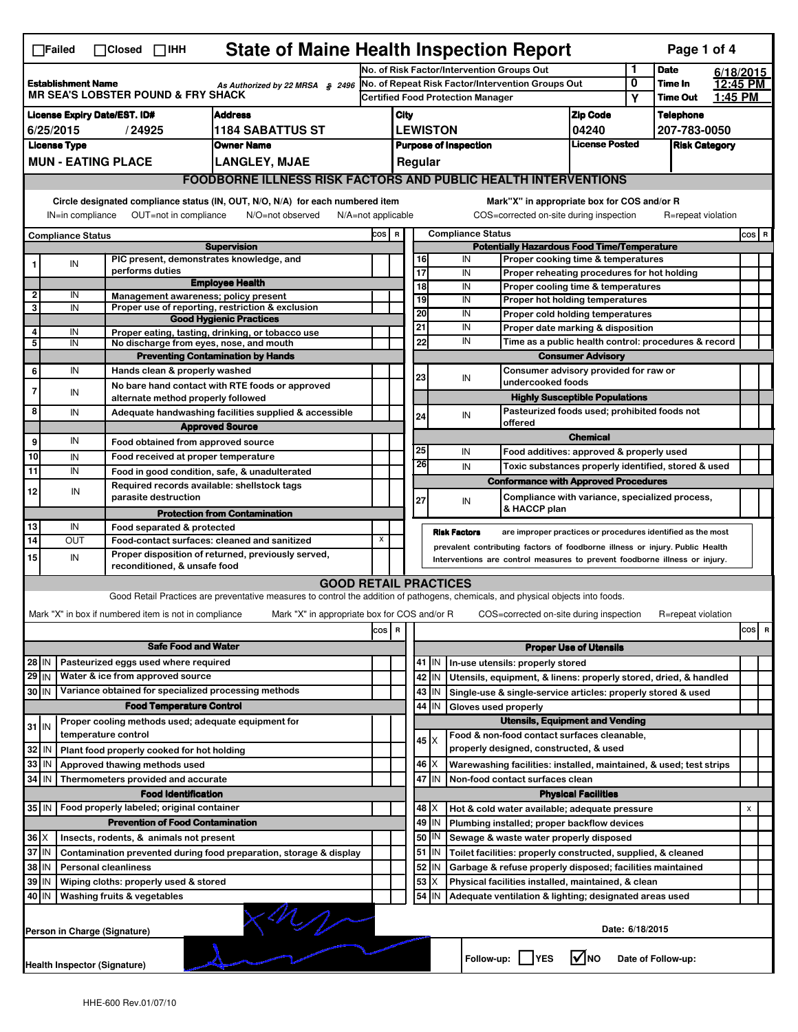☐Failed ☐Closed ☐IHH

# State of Maine Health Inspection Report

| | | | | |
|---|---|---|---|---|
| **Establishment Name** MR SEA'S LOBSTER POUND & FRY SHACK | As Authorized by 22 MRSA § 2496 | No. of Risk Factor/Intervention Groups Out | 1 | **Date** 6/18/2015 |
| | | No. of Repeat Risk Factor/Intervention Groups Out | 0 | **Time In** 12:45 PM |
| | | Certified Food Protection Manager | Y | **Time Out** 1:45 PM |

| License Expiry Date/EST. ID# | Address | City | Zip Code | Telephone |
|---|---|---|---|---|
| 6/25/2015 / 24925 | 1184 SABATTUS ST | LEWISTON | 04240 | 207-783-0050 |

| License Type | Owner Name | Purpose of Inspection | License Posted | Risk Category |
|---|---|---|---|---|
| MUN - EATING PLACE | LANGLEY, MJAE | Regular | | |

## FOODBORNE ILLNESS RISK FACTORS AND PUBLIC HEALTH INTERVENTIONS

Circle designated compliance status (IN, OUT, N/O, N/A) for each numbered item — IN=in compliance OUT=not in compliance N/O=not observed N/A=not applicable

Mark"X" in appropriate box for COS and/or R — COS=corrected on-site during inspection R=repeat violation

| # | Compliance Status | Item | COS | R |
|---|---|---|---|---|
| | | **Supervision** | | |
| 1 | IN | PIC present, demonstrates knowledge, and performs duties | | |
| | | **Employee Health** | | |
| 2 | IN | Management awareness; policy present | | |
| 3 | IN | Proper use of reporting, restriction & exclusion | | |
| | | **Good Hygienic Practices** | | |
| 4 | IN | Proper eating, tasting, drinking, or tobacco use | | |
| 5 | IN | No discharge from eyes, nose, and mouth | | |
| | | **Preventing Contamination by Hands** | | |
| 6 | IN | Hands clean & properly washed | | |
| 7 | IN | No bare hand contact with RTE foods or approved alternate method properly followed | | |
| 8 | IN | Adequate handwashing facilities supplied & accessible | | |
| | | **Approved Source** | | |
| 9 | IN | Food obtained from approved source | | |
| 10 | IN | Food received at proper temperature | | |
| 11 | IN | Food in good condition, safe, & unadulterated | | |
| 12 | IN | Required records available: shellstock tags parasite destruction | | |
| | | **Protection from Contamination** | | |
| 13 | IN | Food separated & protected | | |
| 14 | OUT | Food-contact surfaces: cleaned and sanitized | X | |
| 15 | IN | Proper disposition of returned, previously served, reconditioned, & unsafe food | | |
| | | **Potentially Hazardous Food Time/Temperature** | | |
| 16 | IN | Proper cooking time & temperatures | | |
| 17 | IN | Proper reheating procedures for hot holding | | |
| 18 | IN | Proper cooling time & temperatures | | |
| 19 | IN | Proper hot holding temperatures | | |
| 20 | IN | Proper cold holding temperatures | | |
| 21 | IN | Proper date marking & disposition | | |
| 22 | IN | Time as a public health control: procedures & record | | |
| | | **Consumer Advisory** | | |
| 23 | IN | Consumer advisory provided for raw or undercooked foods | | |
| | | **Highly Susceptible Populations** | | |
| 24 | IN | Pasteurized foods used; prohibited foods not offered | | |
| | | **Chemical** | | |
| 25 | IN | Food additives: approved & properly used | | |
| 26 | IN | Toxic substances properly identified, stored & used | | |
| | | **Conformance with Approved Procedures** | | |
| 27 | IN | Compliance with variance, specialized process, & HACCP plan | | |

**Risk Factors** are improper practices or procedures identified as the most prevalent contributing factors of foodborne illness or injury. Public Health Interventions are control measures to prevent foodborne illness or injury.

## GOOD RETAIL PRACTICES

Good Retail Practices are preventative measures to control the addition of pathogens, chemicals, and physical objects into foods.

Mark "X" in box if numbered item is not in compliance — Mark "X" in appropriate box for COS and/or R — COS=corrected on-site during inspection R=repeat violation

| # | Status | Item | COS | R |
|---|---|---|---|---|
| | | **Safe Food and Water** | | |
| 28 | IN | Pasteurized eggs used where required | | |
| 29 | IN | Water & ice from approved source | | |
| 30 | IN | Variance obtained for specialized processing methods | | |
| | | **Food Temperature Control** | | |
| 31 | IN | Proper cooling methods used; adequate equipment for temperature control | | |
| 32 | IN | Plant food properly cooked for hot holding | | |
| 33 | IN | Approved thawing methods used | | |
| 34 | IN | Thermometers provided and accurate | | |
| | | **Food Identification** | | |
| 35 | IN | Food properly labeled; original container | | |
| | | **Prevention of Food Contamination** | | |
| 36 | X | Insects, rodents, & animals not present | | |
| 37 | IN | Contamination prevented during food preparation, storage & display | | |
| 38 | IN | Personal cleanliness | | |
| 39 | IN | Wiping cloths: properly used & stored | | |
| 40 | IN | Washing fruits & vegetables | | |
| | | **Proper Use of Utensils** | | |
| 41 | IN | In-use utensils: properly stored | | |
| 42 | IN | Utensils, equipment, & linens: properly stored, dried, & handled | | |
| 43 | IN | Single-use & single-service articles: properly stored & used | | |
| 44 | IN | Gloves used properly | | |
| | | **Utensils, Equipment and Vending** | | |
| 45 | X | Food & non-food contact surfaces cleanable, properly designed, constructed, & used | | |
| 46 | X | Warewashing facilities: installed, maintained, & used; test strips | | |
| 47 | IN | Non-food contact surfaces clean | | |
| | | **Physical Facilities** | | |
| 48 | X | Hot & cold water available; adequate pressure | X | |
| 49 | IN | Plumbing installed; proper backflow devices | | |
| 50 | IN | Sewage & waste water properly disposed | | |
| 51 | IN | Toilet facilities: properly constructed, supplied, & cleaned | | |
| 52 | IN | Garbage & refuse properly disposed; facilities maintained | | |
| 53 | X | Physical facilities installed, maintained, & clean | | |
| 54 | IN | Adequate ventilation & lighting; designated areas used | | |

Person in Charge (Signature) Date: 6/18/2015

Health Inspector (Signature) Follow-up: ☐ YES ☑ NO Date of Follow-up:

HHE-600 Rev.01/07/10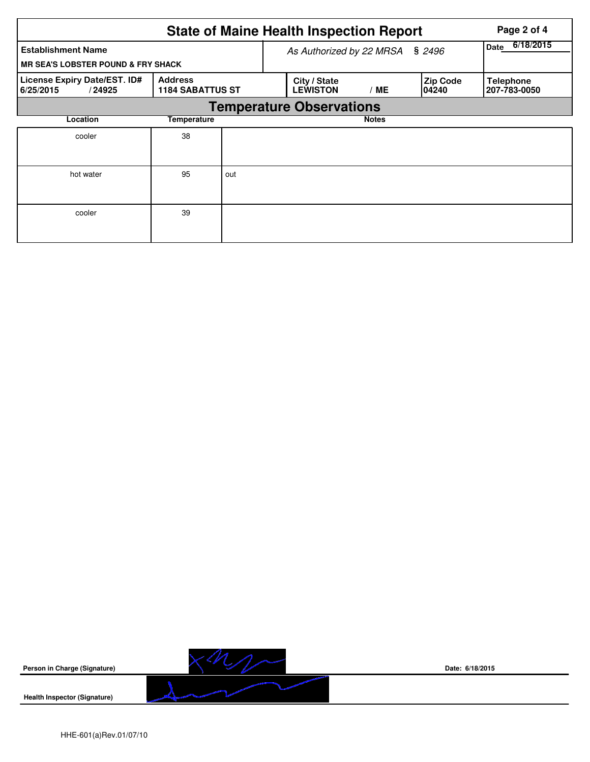# State of Maine Health Inspection Report

| Establishment Name | As Authorized by 22 MRSA § 2496 | | | | Date 6/18/2015 |
|---|---|---|---|---|---|
| MR SEA'S LOBSTER POUND & FRY SHACK | | | | | |
| License Expiry Date/EST. ID# | Address | City / State | | Zip Code | Telephone |
| 6/25/2015 / 24925 | 1184 SABATTUS ST | LEWISTON | / ME | 04240 | 207-783-0050 |

## Temperature Observations

| Location | Temperature | Notes |
|---|---|---|
| cooler | 38 | |
| hot water | 95 | out |
| cooler | 39 | |

**Person in Charge (Signature)**

**Date: 6/18/2015**

**Health Inspector (Signature)**

HHE-601(a)Rev.01/07/10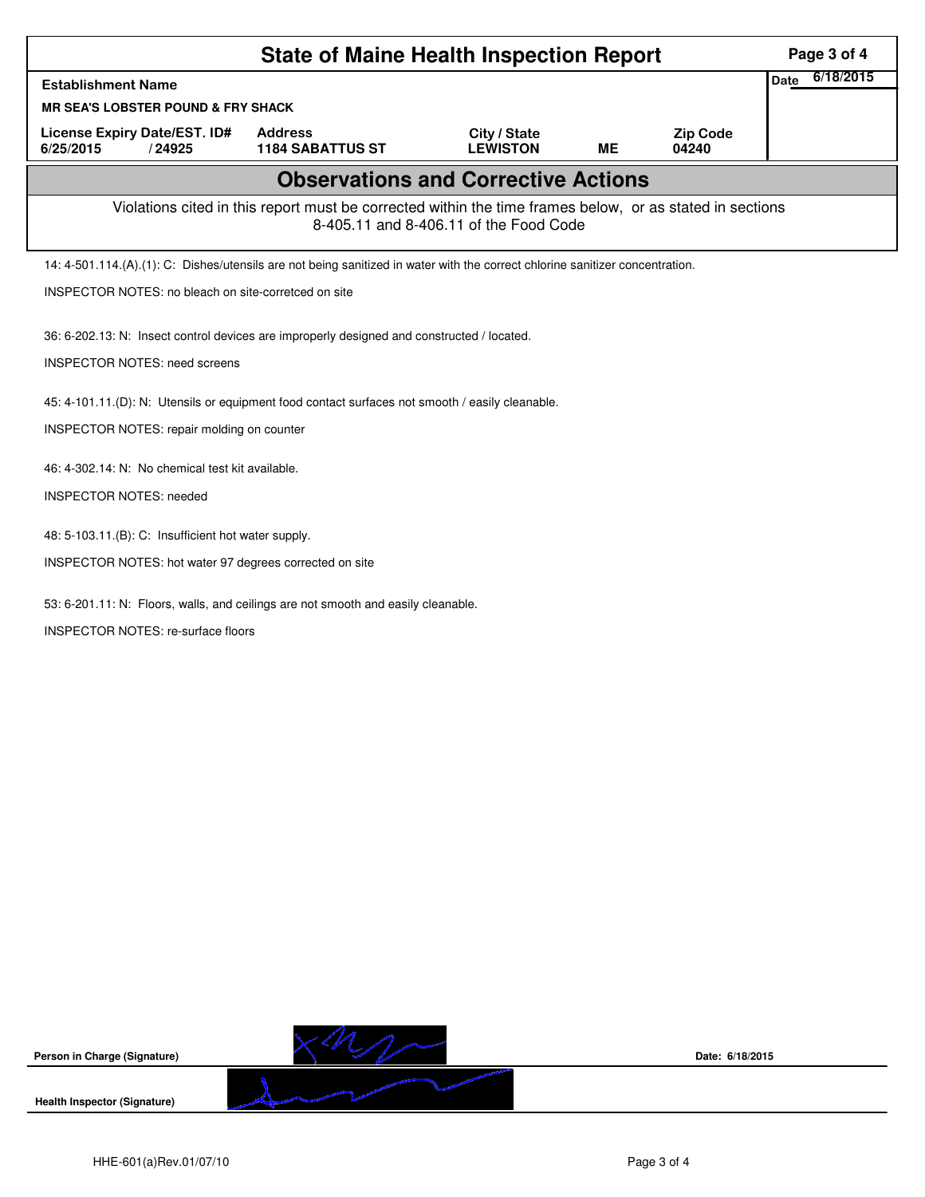# State of Maine Health Inspection Report

**Establishment Name**
**MR SEA'S LOBSTER POUND & FRY SHACK**

**Date** 6/18/2015

| License Expiry Date/EST. ID# | Address | City / State | | Zip Code |
|---|---|---|---|---|
| 6/25/2015 / 24925 | 1184 SABATTUS ST | LEWISTON | ME | 04240 |

## Observations and Corrective Actions

Violations cited in this report must be corrected within the time frames below, or as stated in sections 8-405.11 and 8-406.11 of the Food Code

14: 4-501.114.(A).(1): C: Dishes/utensils are not being sanitized in water with the correct chlorine sanitizer concentration.

INSPECTOR NOTES: no bleach on site-corretced on site

36: 6-202.13: N: Insect control devices are improperly designed and constructed / located.

INSPECTOR NOTES: need screens

45: 4-101.11.(D): N: Utensils or equipment food contact surfaces not smooth / easily cleanable.

INSPECTOR NOTES: repair molding on counter

46: 4-302.14: N: No chemical test kit available.

INSPECTOR NOTES: needed

48: 5-103.11.(B): C: Insufficient hot water supply.

INSPECTOR NOTES: hot water 97 degrees corrected on site

53: 6-201.11: N: Floors, walls, and ceilings are not smooth and easily cleanable.

INSPECTOR NOTES: re-surface floors

**Person in Charge (Signature)** Date: 6/18/2015

**Health Inspector (Signature)**

HHE-601(a)Rev.01/07/10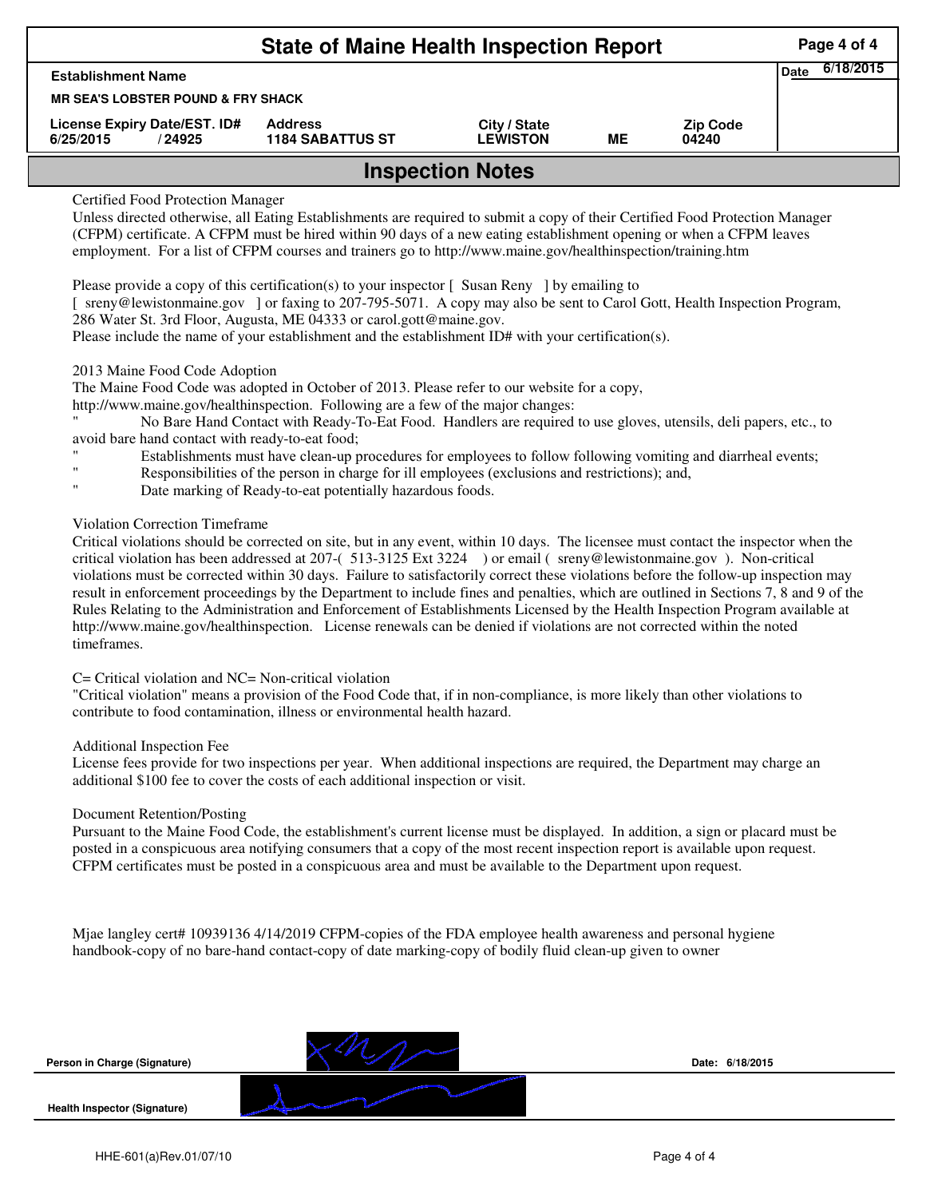# State of Maine Health Inspection Report

| Establishment Name | | | | | Date 6/18/2015 |
|---|---|---|---|---|---|
| MR SEA'S LOBSTER POUND & FRY SHACK | | | | | |
| License Expiry Date/EST. ID# 6/25/2015 / 24925 | Address 1184 SABATTUS ST | City / State LEWISTON | ME | Zip Code 04240 | |

## Inspection Notes

Certified Food Protection Manager

Unless directed otherwise, all Eating Establishments are required to submit a copy of their Certified Food Protection Manager (CFPM) certificate. A CFPM must be hired within 90 days of a new eating establishment opening or when a CFPM leaves employment. For a list of CFPM courses and trainers go to http://www.maine.gov/healthinspection/training.htm

Please provide a copy of this certification(s) to your inspector [ Susan Reny ] by emailing to [ sreny@lewistonmaine.gov ] or faxing to 207-795-5071. A copy may also be sent to Carol Gott, Health Inspection Program, 286 Water St. 3rd Floor, Augusta, ME 04333 or carol.gott@maine.gov.

Please include the name of your establishment and the establishment ID# with your certification(s).

2013 Maine Food Code Adoption

The Maine Food Code was adopted in October of 2013. Please refer to our website for a copy, http://www.maine.gov/healthinspection. Following are a few of the major changes:

" No Bare Hand Contact with Ready-To-Eat Food. Handlers are required to use gloves, utensils, deli papers, etc., to avoid bare hand contact with ready-to-eat food;

" Establishments must have clean-up procedures for employees to follow following vomiting and diarrheal events;

" Responsibilities of the person in charge for ill employees (exclusions and restrictions); and,

" Date marking of Ready-to-eat potentially hazardous foods.

Violation Correction Timeframe

Critical violations should be corrected on site, but in any event, within 10 days. The licensee must contact the inspector when the critical violation has been addressed at 207-( 513-3125 Ext 3224 ) or email ( sreny@lewistonmaine.gov ). Non-critical violations must be corrected within 30 days. Failure to satisfactorily correct these violations before the follow-up inspection may result in enforcement proceedings by the Department to include fines and penalties, which are outlined in Sections 7, 8 and 9 of the Rules Relating to the Administration and Enforcement of Establishments Licensed by the Health Inspection Program available at http://www.maine.gov/healthinspection. License renewals can be denied if violations are not corrected within the noted timeframes.

C= Critical violation and NC= Non-critical violation

"Critical violation" means a provision of the Food Code that, if in non-compliance, is more likely than other violations to contribute to food contamination, illness or environmental health hazard.

Additional Inspection Fee

License fees provide for two inspections per year. When additional inspections are required, the Department may charge an additional $100 fee to cover the costs of each additional inspection or visit.

Document Retention/Posting

Pursuant to the Maine Food Code, the establishment's current license must be displayed. In addition, a sign or placard must be posted in a conspicuous area notifying consumers that a copy of the most recent inspection report is available upon request. CFPM certificates must be posted in a conspicuous area and must be available to the Department upon request.

Mjae langley cert# 10939136 4/14/2019 CFPM-copies of the FDA employee health awareness and personal hygiene handbook-copy of no bare-hand contact-copy of date marking-copy of bodily fluid clean-up given to owner

Person in Charge (Signature) Date: 6/18/2015

Health Inspector (Signature)

HHE-601(a)Rev.01/07/10